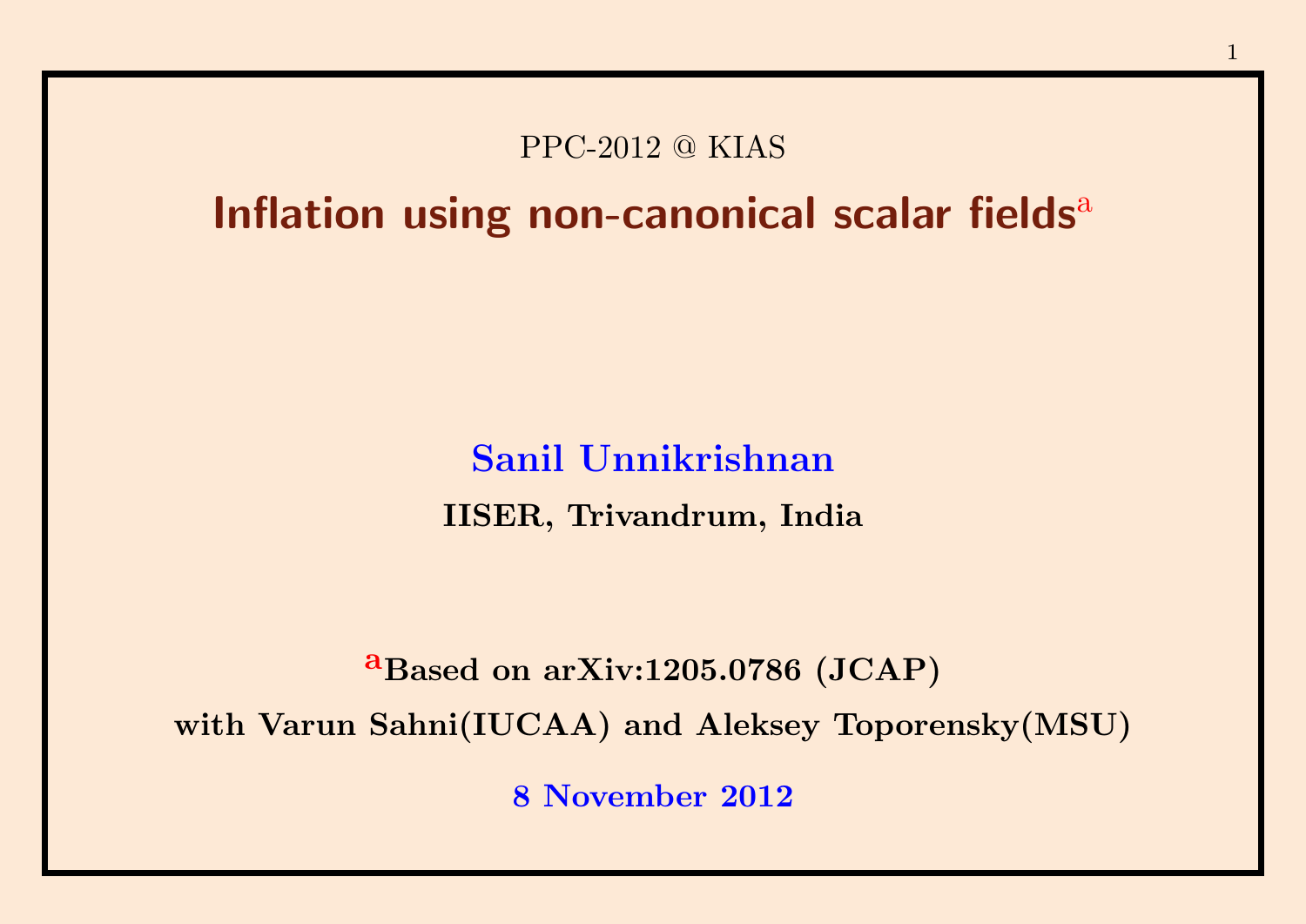PPC-2012 @ KIAS

# Inflation using non-canonical scalar fields[a]

**Sanil Unnikrishnan**

**IISER, Trivandrum, India**

**[a]Based on arXiv:1205.0786 (JCAP)**

**with Varun Sahni(IUCAA) and Aleksey Toporensky(MSU)**

**8 November 2012**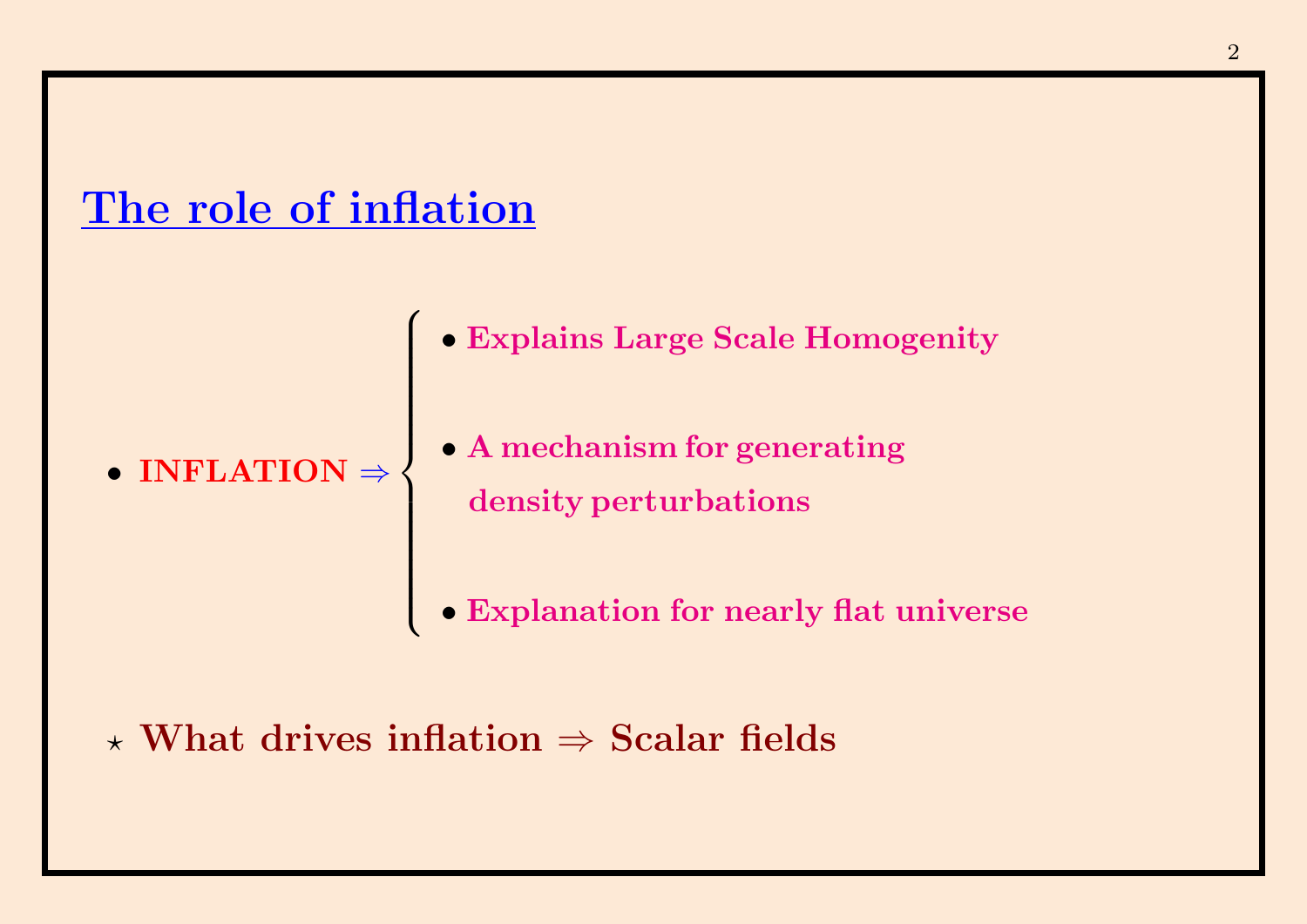## The role of inflation

- **INFLATION** $\Rightarrow$
  - **Explains Large Scale Homogenity**
  - **A mechanism for generating density perturbations**
  - **Explanation for nearly flat universe**

$\star$ **What drives inflation $\Rightarrow$ Scalar fields**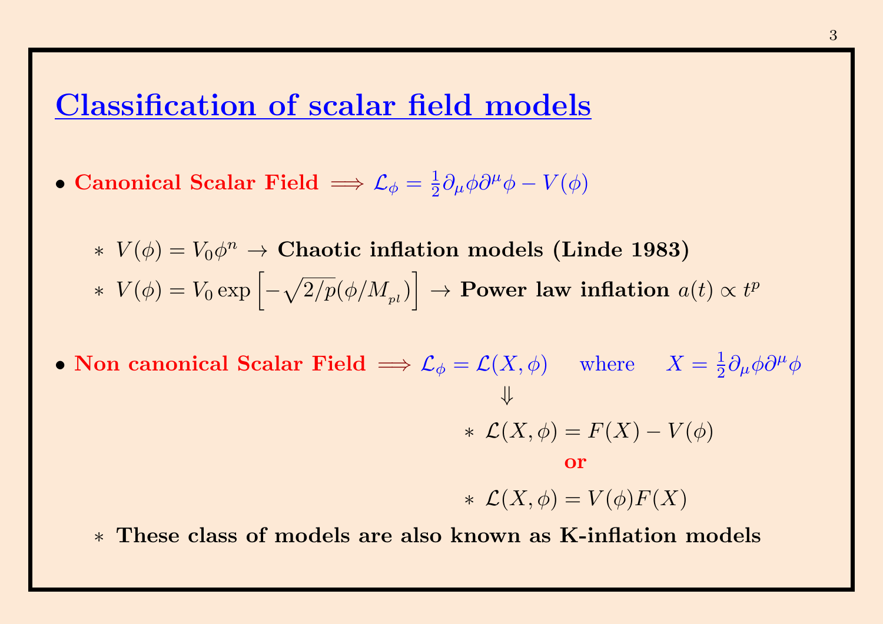# Classification of scalar field models

- **Canonical Scalar Field** $\Longrightarrow \mathcal{L}_\phi = \frac{1}{2}\partial_\mu\phi\partial^\mu\phi - V(\phi)$

  * $V(\phi) = V_0\phi^n \rightarrow$ **Chaotic inflation models (Linde 1983)**
  * $V(\phi) = V_0 \exp\left[-\sqrt{2/p}(\phi/M_{_{pl}})\right] \rightarrow$ **Power law inflation** $a(t) \propto t^p$

- **Non canonical Scalar Field** $\Longrightarrow \mathcal{L}_\phi = \mathcal{L}(X, \phi)$ where $X = \frac{1}{2}\partial_\mu\phi\partial^\mu\phi$

  $\Downarrow$

  * $\mathcal{L}(X, \phi) = F(X) - V(\phi)$

  **or**

  * $\mathcal{L}(X, \phi) = V(\phi)F(X)$

  * **These class of models are also known as K-inflation models**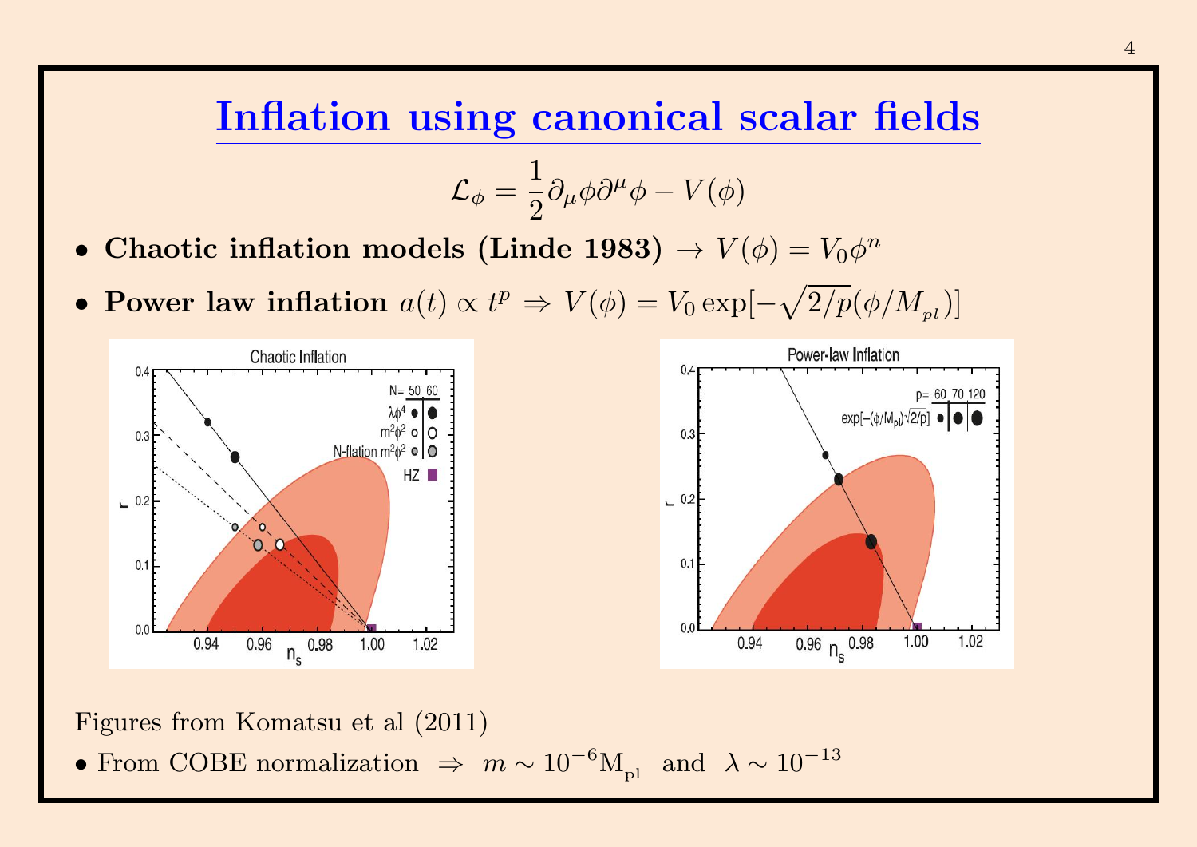# Inflation using canonical scalar fields

$$\mathcal{L}_\phi = \frac{1}{2}\partial_\mu\phi\partial^\mu\phi - V(\phi)$$

- **Chaotic inflation models (Linde 1983)** $\rightarrow V(\phi) = V_0\phi^n$
- **Power law inflation** $a(t) \propto t^p \Rightarrow V(\phi) = V_0 \exp[-\sqrt{2/p}(\phi/M_{pl})]$

Figures from Komatsu et al (2011)

- From COBE normalization $\Rightarrow$ $m \sim 10^{-6}\mathrm{M}_{\mathrm{pl}}$ and $\lambda \sim 10^{-13}$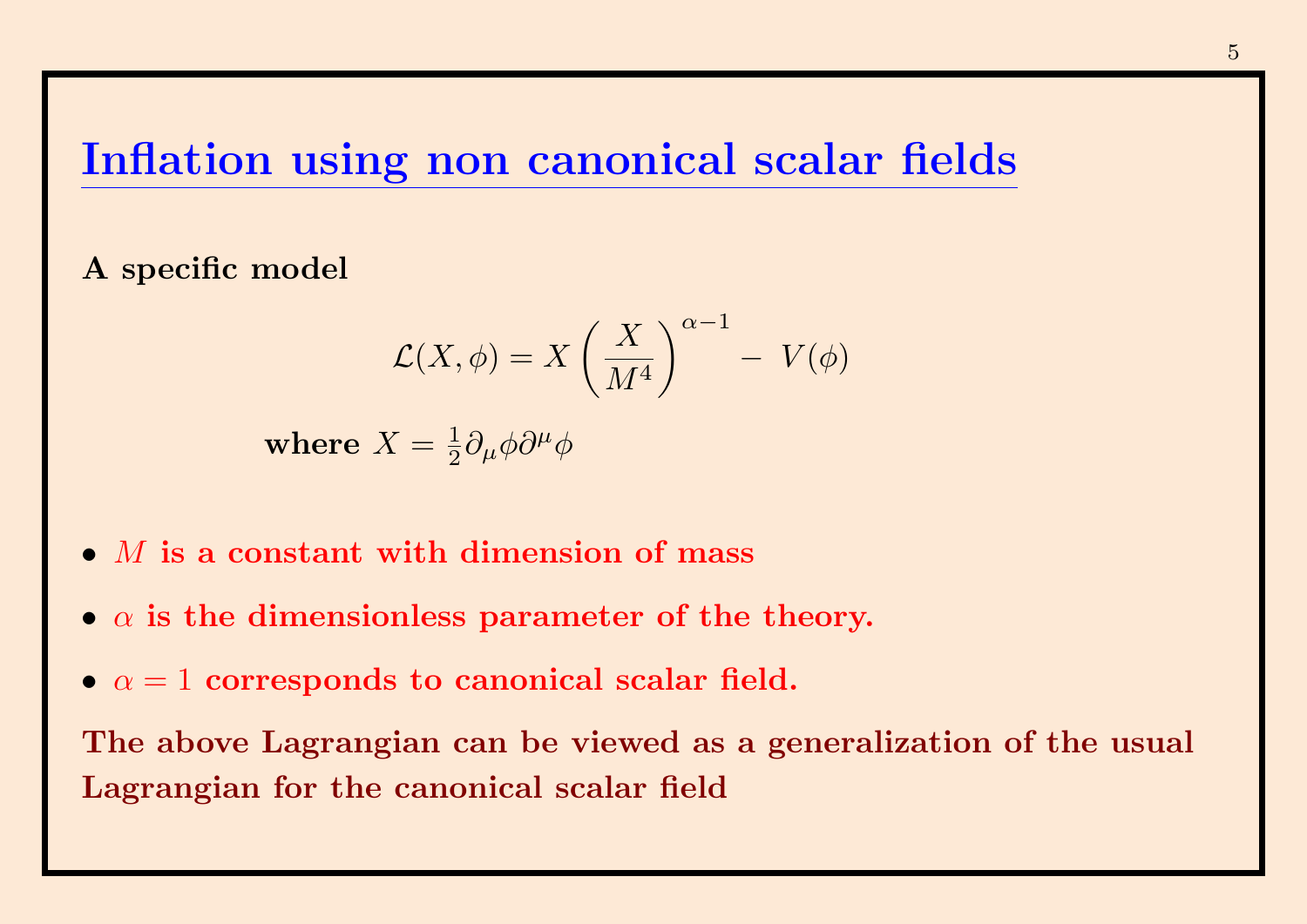# Inflation using non canonical scalar fields

**A specific model**

$$\mathcal{L}(X, \phi) = X \left(\frac{X}{M^4}\right)^{\alpha - 1} - \, V(\phi)$$

**where** $X = \frac{1}{2}\partial_\mu \phi \partial^\mu \phi$

- $M$ **is a constant with dimension of mass**
- $\alpha$ **is the dimensionless parameter of the theory.**
- $\alpha = 1$ **corresponds to canonical scalar field.**

**The above Lagrangian can be viewed as a generalization of the usual Lagrangian for the canonical scalar field**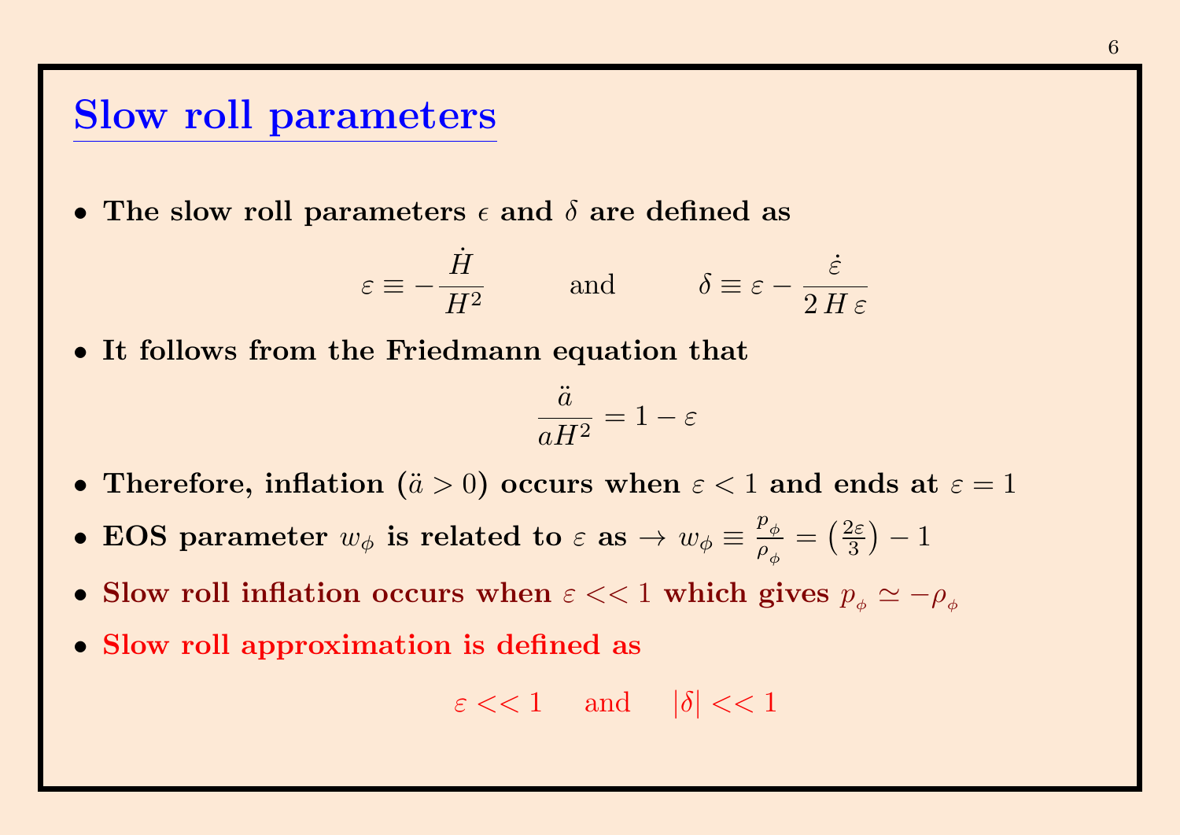# Slow roll parameters

- **The slow roll parameters $\epsilon$ and $\delta$ are defined as**

$$\varepsilon \equiv -\frac{\dot{H}}{H^2} \qquad \text{and} \qquad \delta \equiv \varepsilon - \frac{\dot{\varepsilon}}{2\,H\,\varepsilon}$$

- **It follows from the Friedmann equation that**

$$\frac{\ddot{a}}{aH^2} = 1 - \varepsilon$$

- **Therefore, inflation ($\ddot{a} > 0$) occurs when $\varepsilon < 1$ and ends at $\varepsilon = 1$**
- **EOS parameter $w_\phi$ is related to $\varepsilon$ as $\rightarrow$ $w_\phi \equiv \frac{p_\phi}{\rho_\phi} = \left(\frac{2\varepsilon}{3}\right) - 1$**
- **Slow roll inflation occurs when $\varepsilon << 1$ which gives $p_\phi \simeq -\rho_\phi$**
- **Slow roll approximation is defined as**

$$\varepsilon << 1 \quad \text{and} \quad |\delta| << 1$$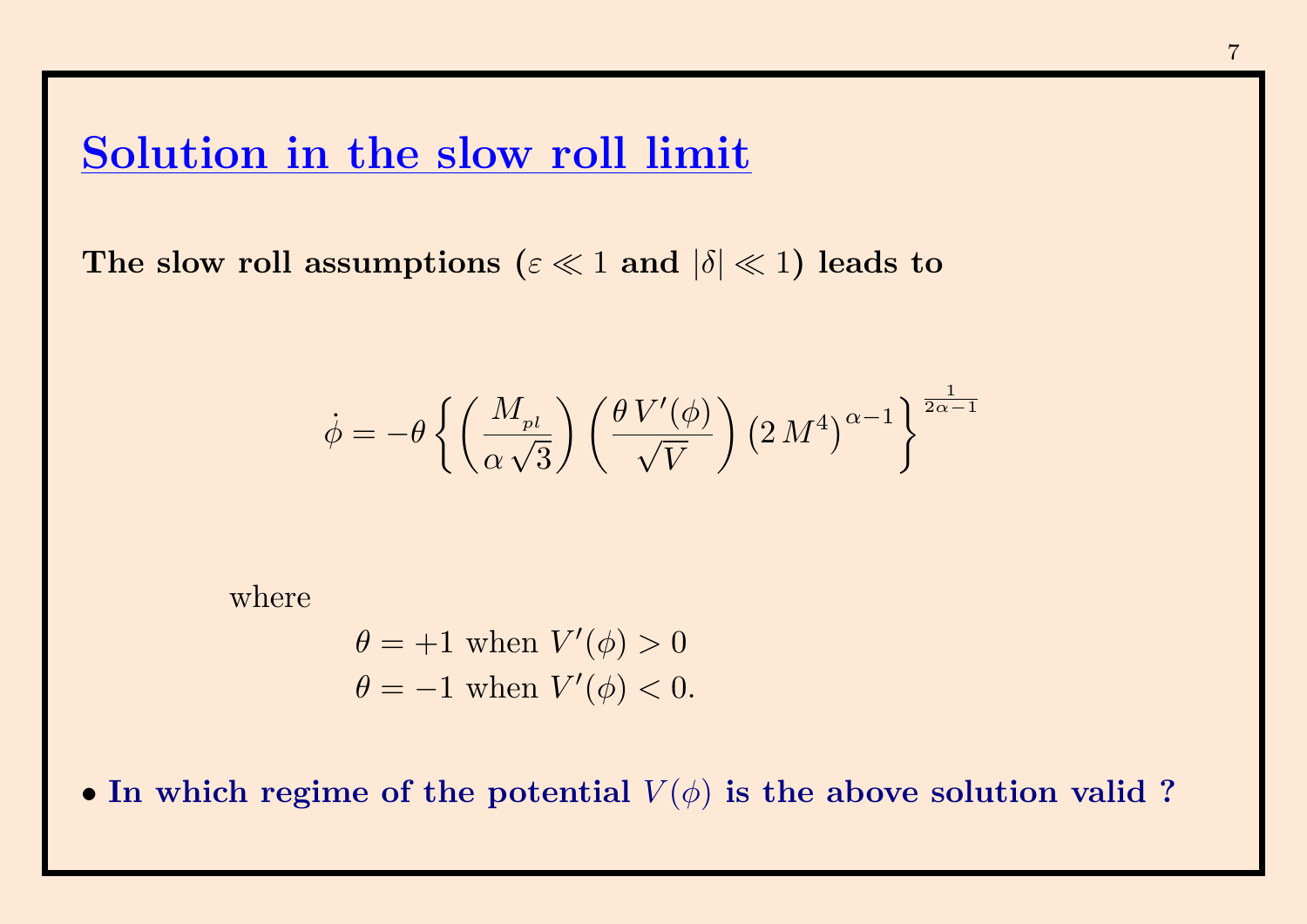# Solution in the slow roll limit

**The slow roll assumptions ($\varepsilon \ll 1$ and $|\delta| \ll 1$) leads to**

$$\dot{\phi} = -\theta \left\{ \left( \frac{M_{_{pl}}}{\alpha \sqrt{3}} \right) \left( \frac{\theta \, V'(\phi)}{\sqrt{V}} \right) \left( 2 \, M^4 \right)^{\alpha - 1} \right\}^{\frac{1}{2\alpha - 1}}$$

where

$\theta = +1$ when $V'(\phi) > 0$

$\theta = -1$ when $V'(\phi) < 0$.

- **In which regime of the potential $V(\phi)$ is the above solution valid ?**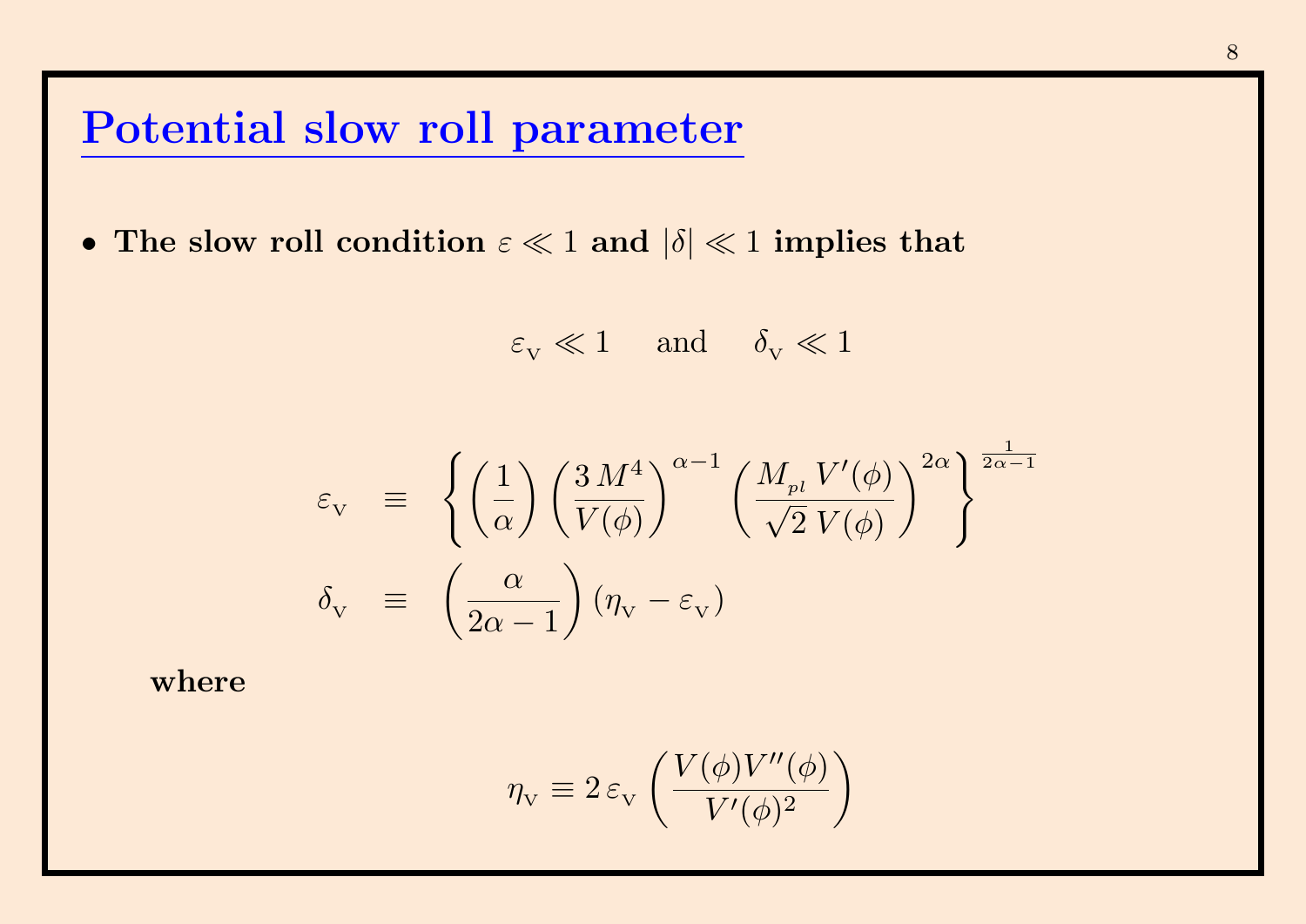# Potential slow roll parameter

- **The slow roll condition $\varepsilon \ll 1$ and $|\delta| \ll 1$ implies that**

$$\varepsilon_{\rm V} \ll 1 \quad \text{and} \quad \delta_{\rm V} \ll 1$$

$$\varepsilon_{\rm V} \equiv \left\{ \left(\frac{1}{\alpha}\right) \left(\frac{3\,M^4}{V(\phi)}\right)^{\alpha-1} \left(\frac{M_{_{pl}}\,V'(\phi)}{\sqrt{2}\,V(\phi)}\right)^{2\alpha} \right\}^{\frac{1}{2\alpha-1}}$$

$$\delta_{\rm V} \equiv \left(\frac{\alpha}{2\alpha-1}\right) (\eta_{\rm V} - \varepsilon_{\rm V})$$

**where**

$$\eta_{\rm V} \equiv 2\,\varepsilon_{\rm V} \left(\frac{V(\phi) V''(\phi)}{V'(\phi)^2}\right)$$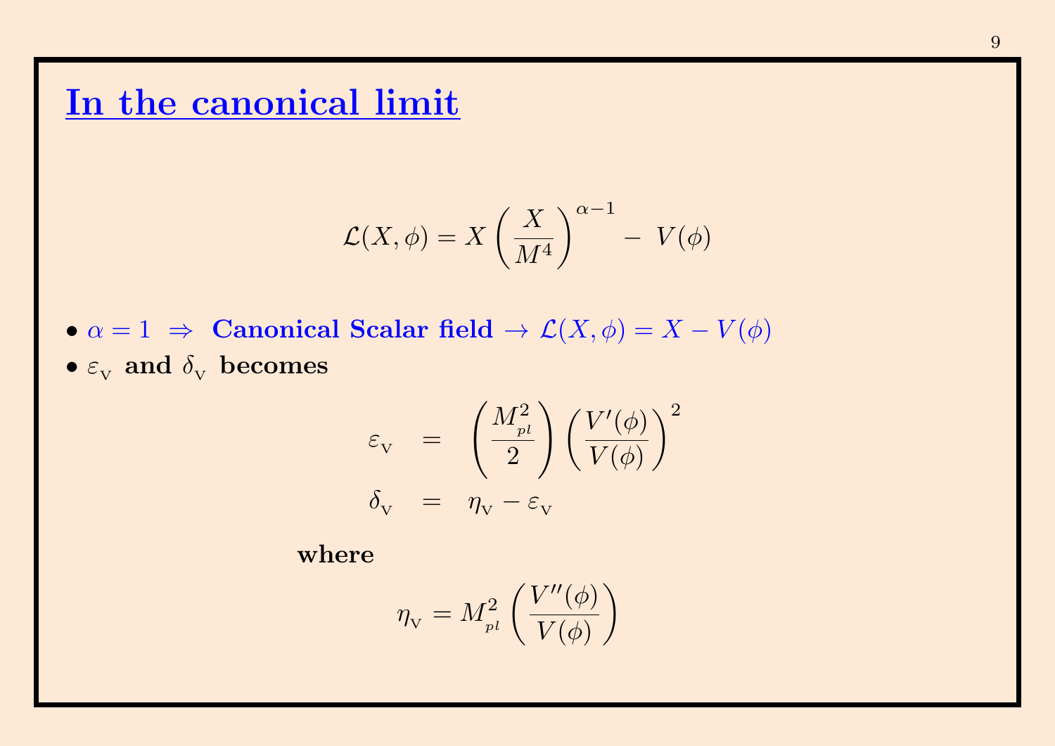# In the canonical limit

$$\mathcal{L}(X, \phi) = X \left(\frac{X}{M^4}\right)^{\alpha - 1} - \; V(\phi)$$

- $\alpha = 1 \;\Rightarrow\;$ **Canonical Scalar field** $\rightarrow \mathcal{L}(X, \phi) = X - V(\phi)$
- $\varepsilon_{\rm V}$ **and** $\delta_{\rm V}$ **becomes**

$$\begin{aligned}
\varepsilon_{\rm V} &= \left(\frac{M_{_{pl}}^2}{2}\right) \left(\frac{V'(\phi)}{V(\phi)}\right)^2 \\
\delta_{\rm V} &= \eta_{\rm V} - \varepsilon_{\rm V}
\end{aligned}$$

**where**

$$\eta_{\rm V} = M_{_{pl}}^2 \left(\frac{V''(\phi)}{V(\phi)}\right)$$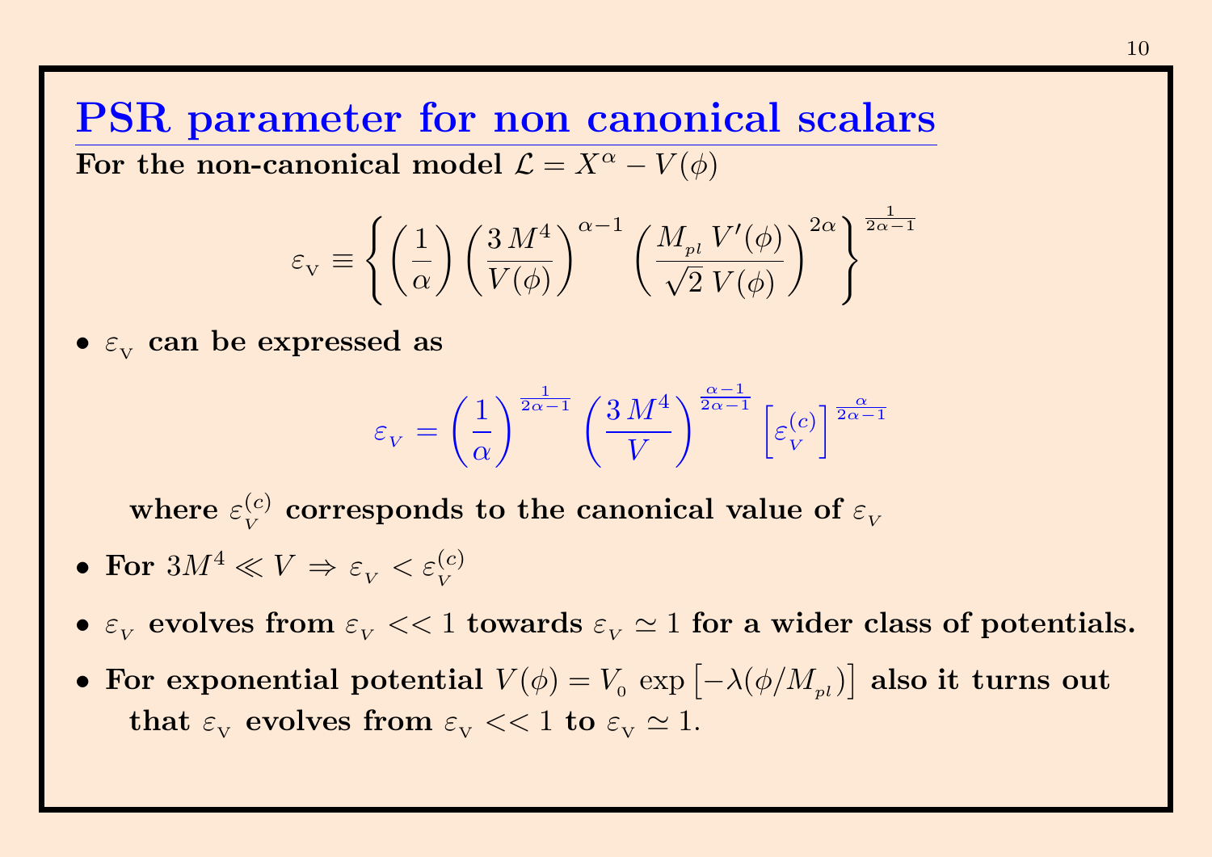# PSR parameter for non canonical scalars

**For the non-canonical model $\mathcal{L} = X^\alpha - V(\phi)$**

$$\varepsilon_{\rm V} \equiv \left\{ \left(\frac{1}{\alpha}\right) \left(\frac{3\, M^4}{V(\phi)}\right)^{\alpha - 1} \left(\frac{M_{_{pl}}\, V'(\phi)}{\sqrt{2}\, V(\phi)}\right)^{2\alpha} \right\}^{\frac{1}{2\alpha - 1}}$$

- **$\varepsilon_{\rm V}$ can be expressed as**

$$\varepsilon_{_V} = \left(\frac{1}{\alpha}\right)^{\frac{1}{2\alpha-1}} \left(\frac{3\, M^4}{V}\right)^{\frac{\alpha-1}{2\alpha-1}} \left[\varepsilon_{_V}^{(c)}\right]^{\frac{\alpha}{2\alpha-1}}$$

  **where $\varepsilon_{_V}^{(c)}$ corresponds to the canonical value of $\varepsilon_{_V}$**

- **For $3M^4 \ll V \Rightarrow \varepsilon_{_V} < \varepsilon_{_V}^{(c)}$**
- **$\varepsilon_{_V}$ evolves from $\varepsilon_{_V} << 1$ towards $\varepsilon_{_V} \simeq 1$ for a wider class of potentials.**
- **For exponential potential $V(\phi) = V_{_0}\, \exp\left[-\lambda(\phi/M_{_{pl}})\right]$ also it turns out that $\varepsilon_{\rm V}$ evolves from $\varepsilon_{\rm V} << 1$ to $\varepsilon_{\rm V} \simeq 1$.**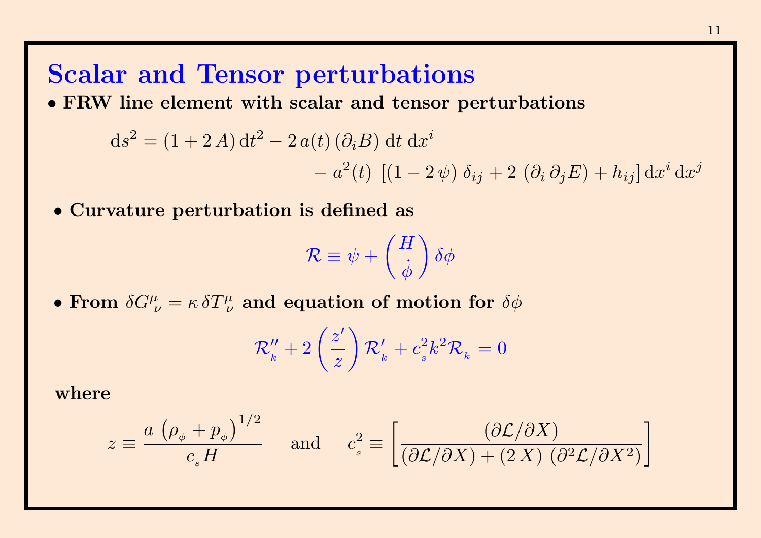# Scalar and Tensor perturbations

- **FRW line element with scalar and tensor perturbations**

$$
\mathrm{d}s^2 = (1 + 2\,A)\,\mathrm{d}t^2 - 2\,a(t)\,(\partial_i B)\,\mathrm{d}t\,\mathrm{d}x^i - a^2(t)\,\left[(1 - 2\,\psi)\,\delta_{ij} + 2\,(\partial_i\,\partial_j E) + h_{ij}\right]\mathrm{d}x^i\,\mathrm{d}x^j
$$

- **Curvature perturbation is defined as**

$$
\mathcal{R} \equiv \psi + \left(\frac{H}{\dot{\phi}}\right)\delta\phi
$$

- **From $\delta G^\mu_{\ \nu} = \kappa\,\delta T^\mu_{\ \nu}$ and equation of motion for $\delta\phi$**

$$
\mathcal{R}''_{k} + 2\left(\frac{z'}{z}\right)\mathcal{R}'_{k} + c_{s}^2 k^2 \mathcal{R}_{k} = 0
$$

**where**

$$
z \equiv \frac{a\,\left(\rho_\phi + p_\phi\right)^{1/2}}{c_s H} \quad \text{and} \quad c_s^2 \equiv \left[\frac{(\partial\mathcal{L}/\partial X)}{(\partial\mathcal{L}/\partial X) + (2\,X)\,(\partial^2\mathcal{L}/\partial X^2)}\right]
$$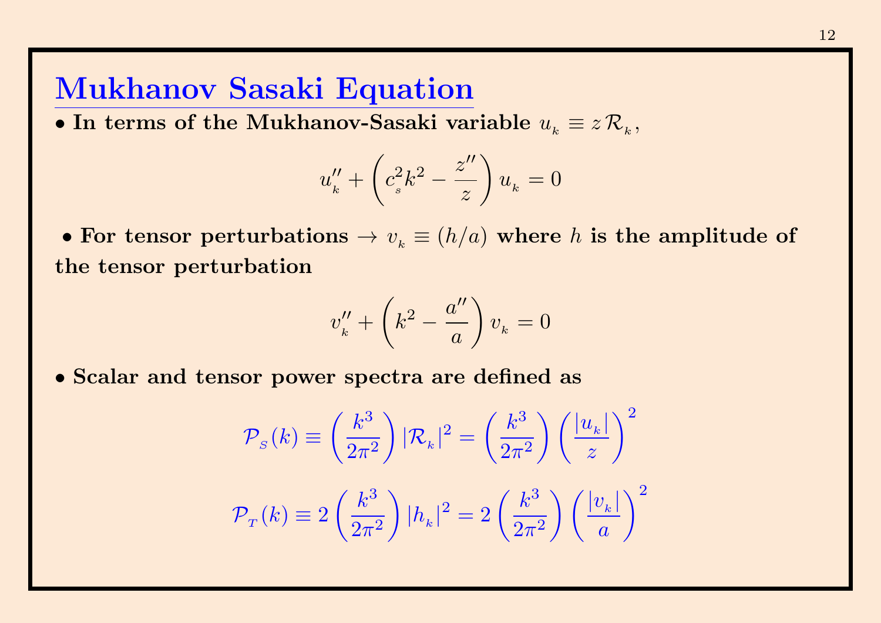# Mukhanov Sasaki Equation

- **In terms of the Mukhanov-Sasaki variable $u_{k} \equiv z\,\mathcal{R}_{k}$,**

$$u_{k}'' + \left(c_{s}^2 k^2 - \frac{z''}{z}\right) u_{k} = 0$$

- **For tensor perturbations $\rightarrow$ $v_{k} \equiv (h/a)$ where $h$ is the amplitude of the tensor perturbation**

$$v_{k}'' + \left(k^2 - \frac{a''}{a}\right) v_{k} = 0$$

- **Scalar and tensor power spectra are defined as**

$$\mathcal{P}_{S}(k) \equiv \left(\frac{k^3}{2\pi^2}\right) |\mathcal{R}_{k}|^2 = \left(\frac{k^3}{2\pi^2}\right) \left(\frac{|u_{k}|}{z}\right)^2$$

$$\mathcal{P}_{T}(k) \equiv 2\left(\frac{k^3}{2\pi^2}\right) |h_{k}|^2 = 2\left(\frac{k^3}{2\pi^2}\right) \left(\frac{|v_{k}|}{a}\right)^2$$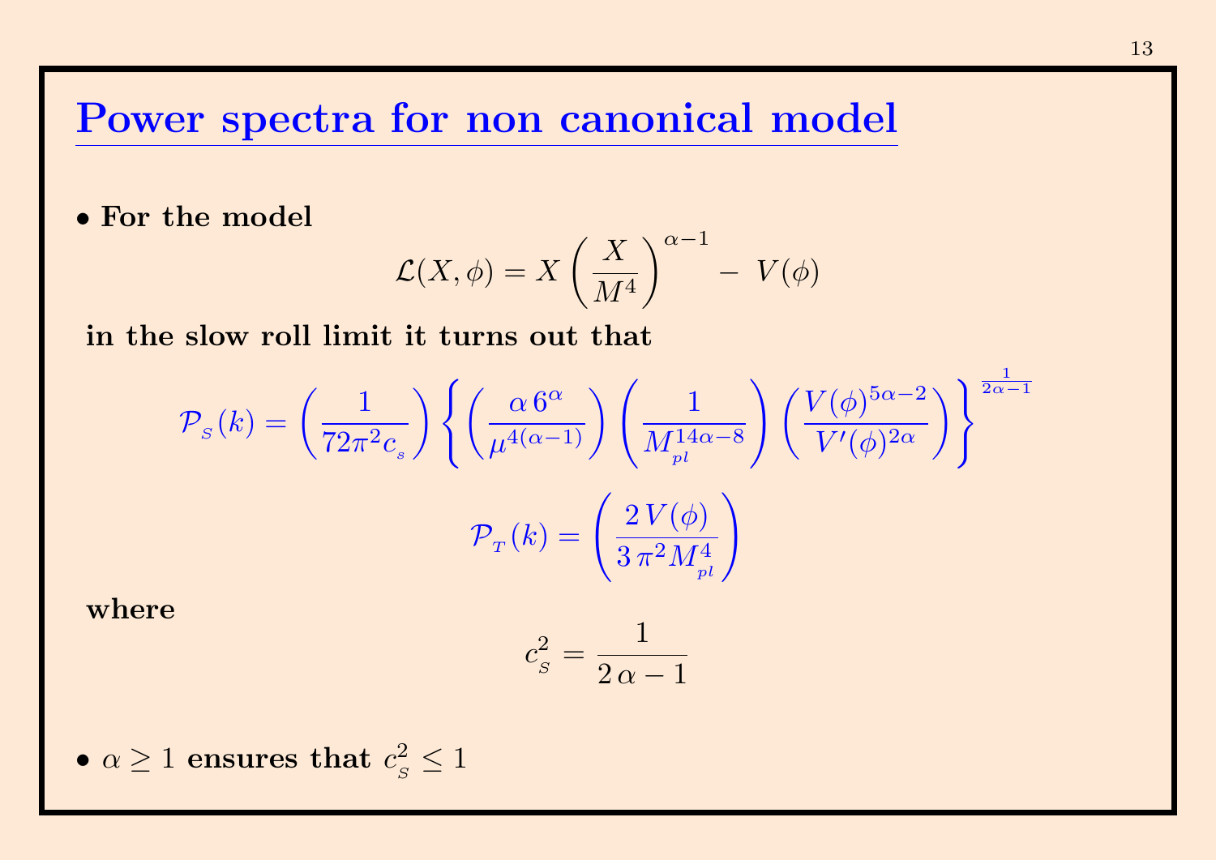# Power spectra for non canonical model

- **For the model**

$$\mathcal{L}(X, \phi) = X \left(\frac{X}{M^4}\right)^{\alpha - 1} - \, V(\phi)$$

**in the slow roll limit it turns out that**

$$\mathcal{P}_{_S}(k) = \left(\frac{1}{72\pi^2 c_{_s}}\right) \left\{ \left(\frac{\alpha \, 6^\alpha}{\mu^{4(\alpha-1)}}\right) \left(\frac{1}{M_{_{pl}}^{14\alpha - 8}}\right) \left(\frac{V(\phi)^{5\alpha - 2}}{V'(\phi)^{2\alpha}}\right) \right\}^{\frac{1}{2\alpha - 1}}$$

$$\mathcal{P}_{_T}(k) = \left(\frac{2 \, V(\phi)}{3 \, \pi^2 M_{_{pl}}^4}\right)$$

**where**

$$c_{_S}^2 = \frac{1}{2 \, \alpha - 1}$$

- $\alpha \geq 1$ **ensures that** $c_{_S}^2 \leq 1$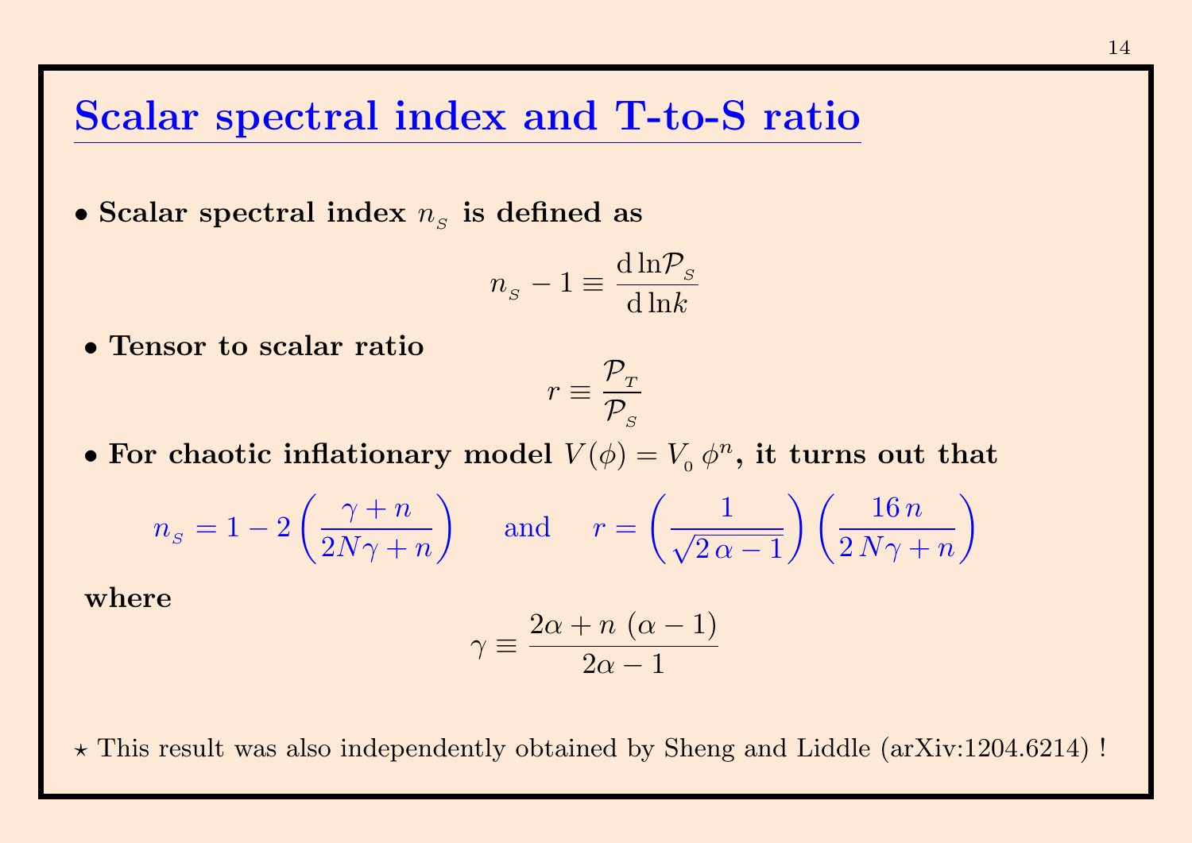# Scalar spectral index and T-to-S ratio

- **Scalar spectral index $n_S$ is defined as**

$$n_S - 1 \equiv \frac{\mathrm{d}\ln\mathcal{P}_S}{\mathrm{d}\ln k}$$

- **Tensor to scalar ratio**

$$r \equiv \frac{\mathcal{P}_T}{\mathcal{P}_S}$$

- **For chaotic inflationary model $V(\phi) = V_0\,\phi^n$, it turns out that**

$$n_S = 1 - 2\left(\frac{\gamma + n}{2N\gamma + n}\right) \quad \text{and} \quad r = \left(\frac{1}{\sqrt{2\,\alpha - 1}}\right)\left(\frac{16\,n}{2\,N\gamma + n}\right)$$

**where**

$$\gamma \equiv \frac{2\alpha + n\,(\alpha - 1)}{2\alpha - 1}$$

⋆ This result was also independently obtained by Sheng and Liddle (arXiv:1204.6214) !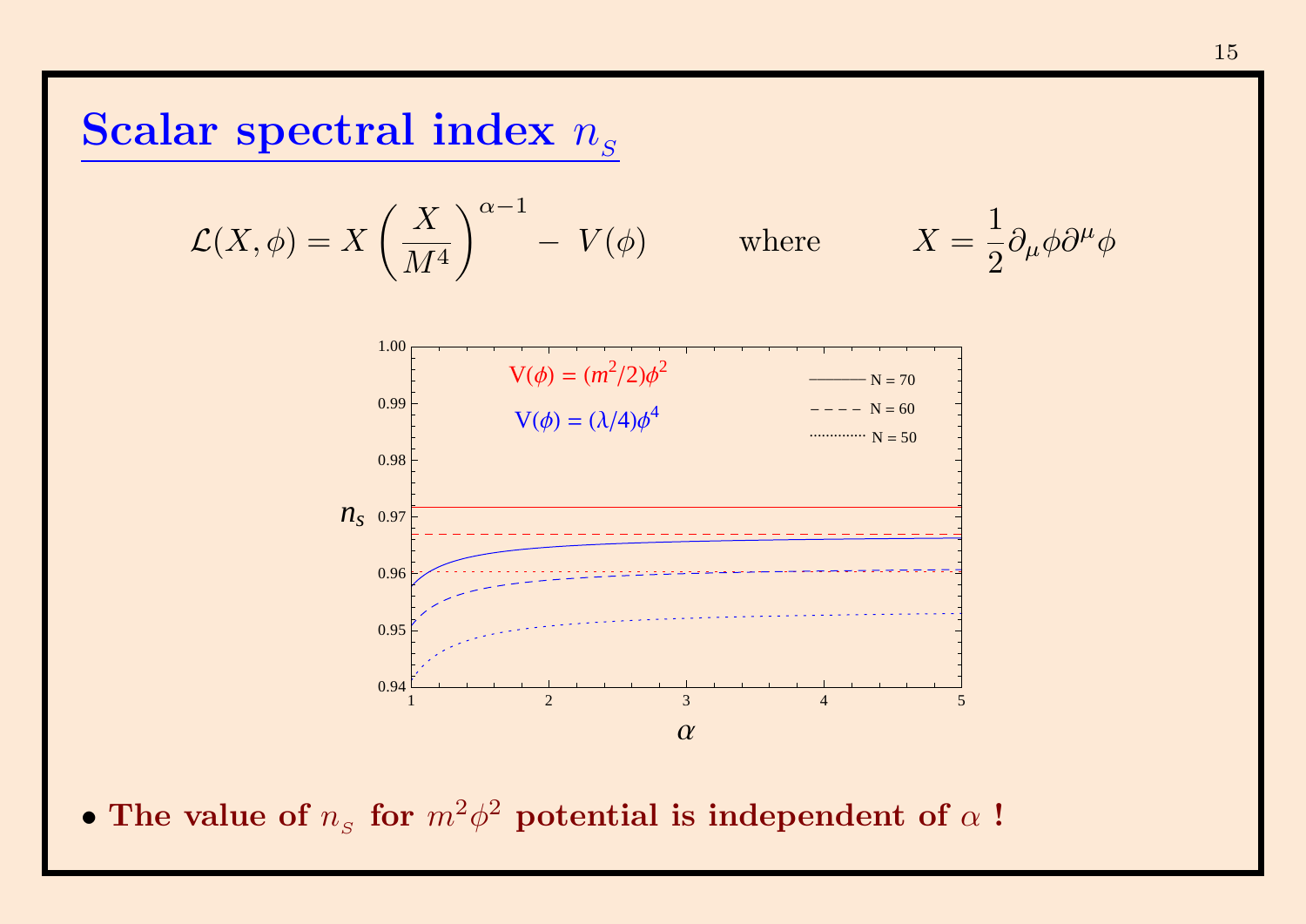# Scalar spectral index $n_S$

$$\mathcal{L}(X,\phi) = X\left(\frac{X}{M^4}\right)^{\alpha-1} - \ V(\phi) \qquad \text{where} \qquad X = \frac{1}{2}\partial_\mu\phi\partial^\mu\phi$$

- **The value of $n_S$ for $m^2\phi^2$ potential is independent of $\alpha$ !**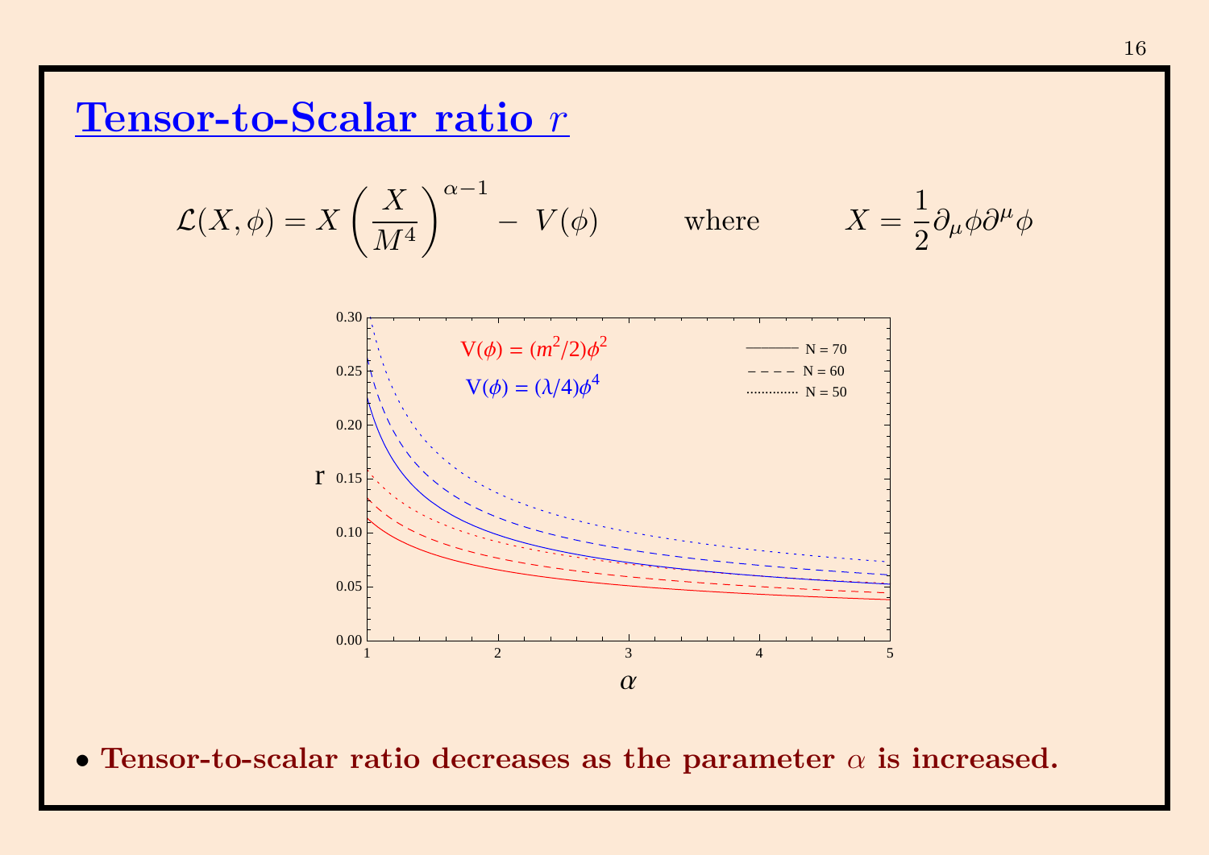# Tensor-to-Scalar ratio $r$

$$\mathcal{L}(X,\phi) = X\left(\frac{X}{M^4}\right)^{\alpha-1} - \; V(\phi) \qquad \text{where} \qquad X = \frac{1}{2}\partial_\mu\phi\partial^\mu\phi$$

- **Tensor-to-scalar ratio decreases as the parameter $\alpha$ is increased.**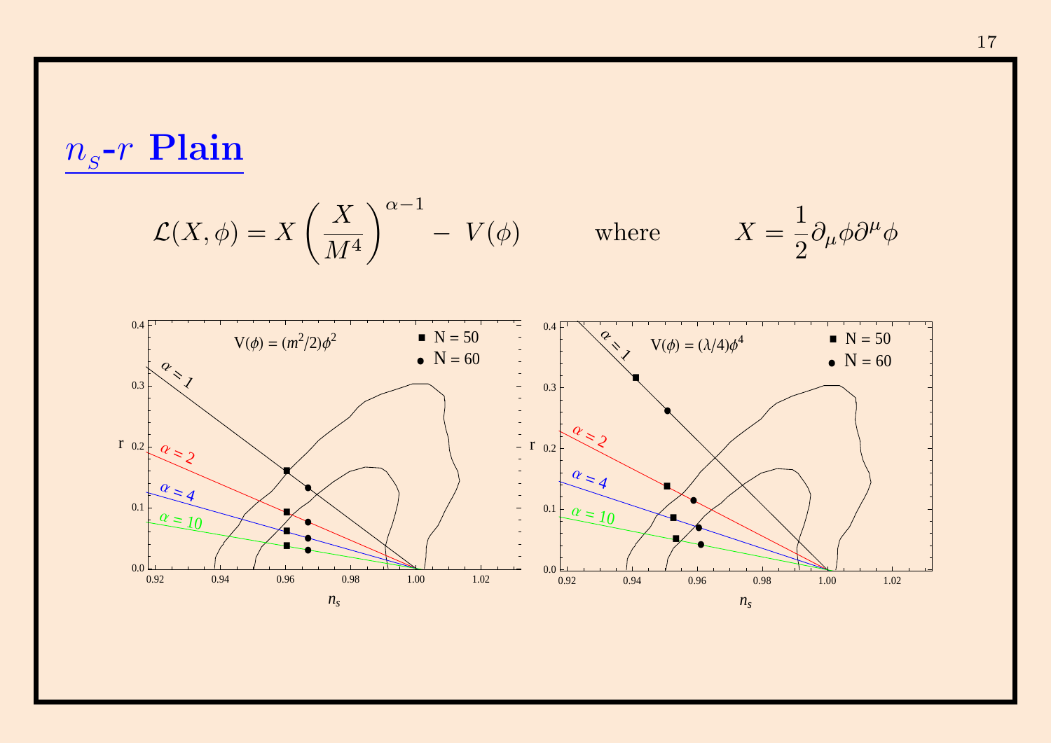## $n_s$-$r$ Plain

$$\mathcal{L}(X,\phi) = X\left(\frac{X}{M^4}\right)^{\alpha-1} - \, V(\phi) \qquad \text{where} \qquad X = \frac{1}{2}\partial_\mu\phi\partial^\mu\phi$$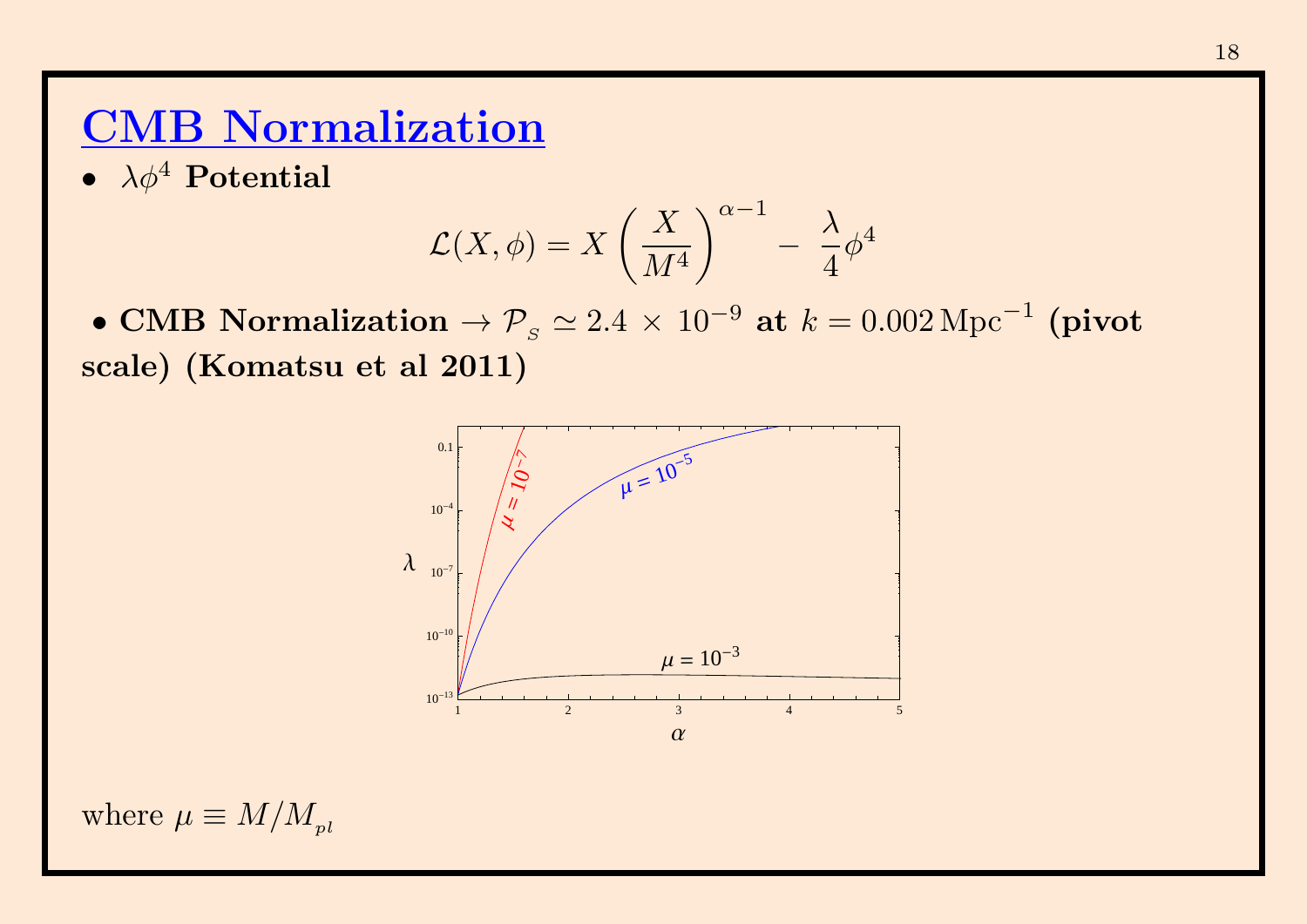# CMB Normalization

- $\lambda\phi^4$ **Potential**

$$\mathcal{L}(X, \phi) = X \left( \frac{X}{M^4} \right)^{\alpha - 1} - \frac{\lambda}{4} \phi^4$$

- **CMB Normalization** $\rightarrow \mathcal{P}_{_S} \simeq 2.4 \times 10^{-9}$ **at** $k = 0.002\,\mathrm{Mpc}^{-1}$ **(pivot scale) (Komatsu et al 2011)**

where $\mu \equiv M/M_{_{pl}}$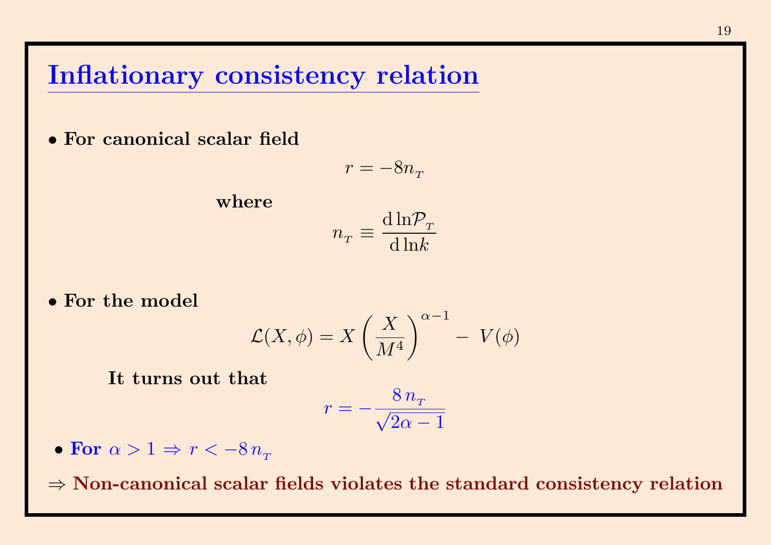# Inflationary consistency relation

- **For canonical scalar field**

$$r = -8 n_{_T}$$

**where**

$$n_{_T} \equiv \frac{\mathrm{d}\,\ln \mathcal{P}_{_T}}{\mathrm{d}\,\ln k}$$

- **For the model**

$$\mathcal{L}(X,\phi) = X\left(\frac{X}{M^4}\right)^{\alpha-1} - \, V(\phi)$$

**It turns out that**

$$r = -\frac{8\, n_{_T}}{\sqrt{2\alpha - 1}}$$

- **For** $\alpha > 1 \Rightarrow r < -8\, n_{_T}$

$\Rightarrow$ **Non-canonical scalar fields violates the standard consistency relation**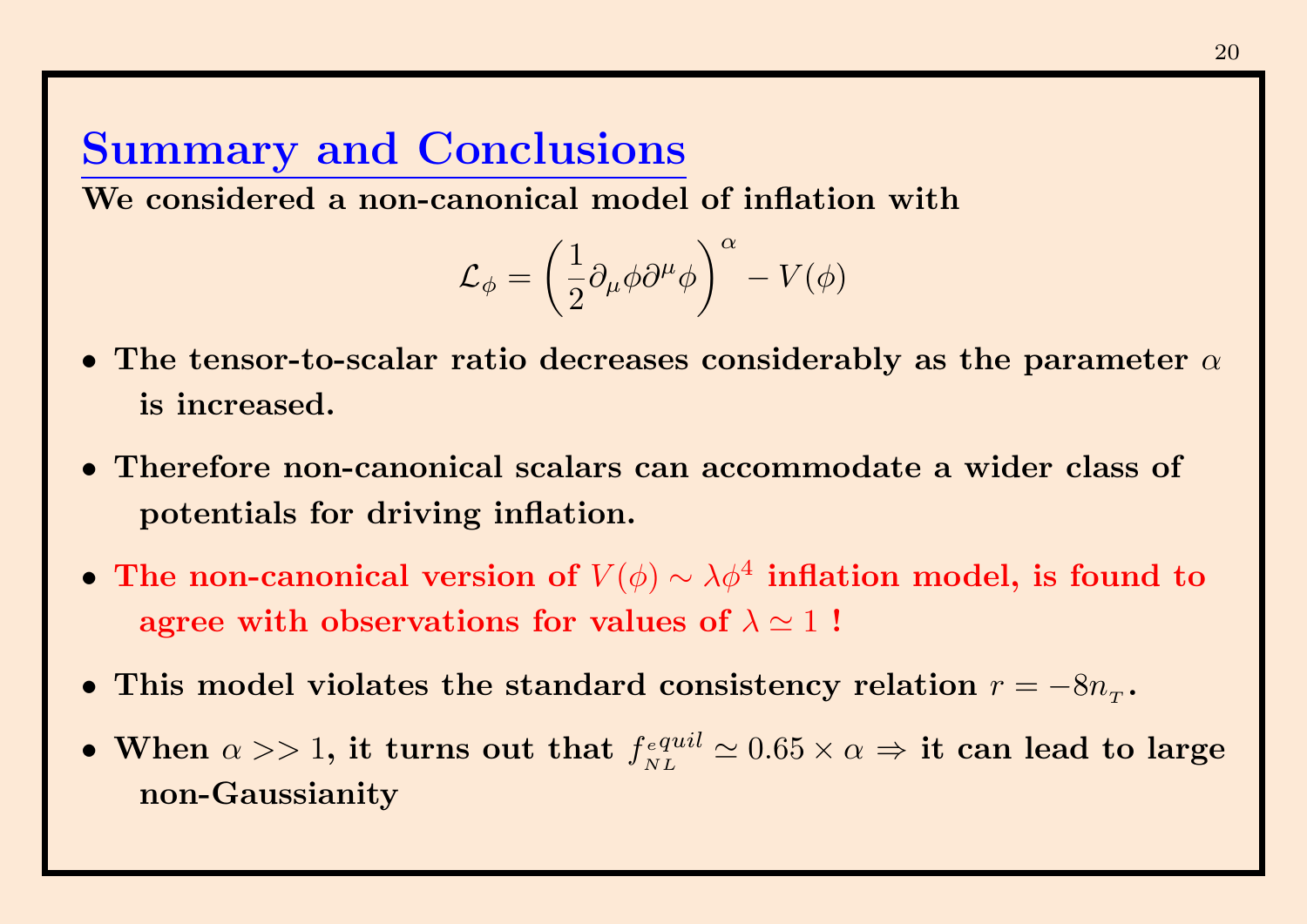# Summary and Conclusions

**We considered a non-canonical model of inflation with**

$$\mathcal{L}_\phi = \left(\frac{1}{2}\partial_\mu\phi\partial^\mu\phi\right)^\alpha - V(\phi)$$

- **The tensor-to-scalar ratio decreases considerably as the parameter $\alpha$ is increased.**
- **Therefore non-canonical scalars can accommodate a wider class of potentials for driving inflation.**
- **The non-canonical version of $V(\phi) \sim \lambda\phi^4$ inflation model, is found to agree with observations for values of $\lambda \simeq 1$ !**
- **This model violates the standard consistency relation $r = -8n_{_T}$.**
- **When $\alpha >> 1$, it turns out that $f_{_{NL}}^{equil} \simeq 0.65 \times \alpha \Rightarrow$ it can lead to large non-Gaussianity**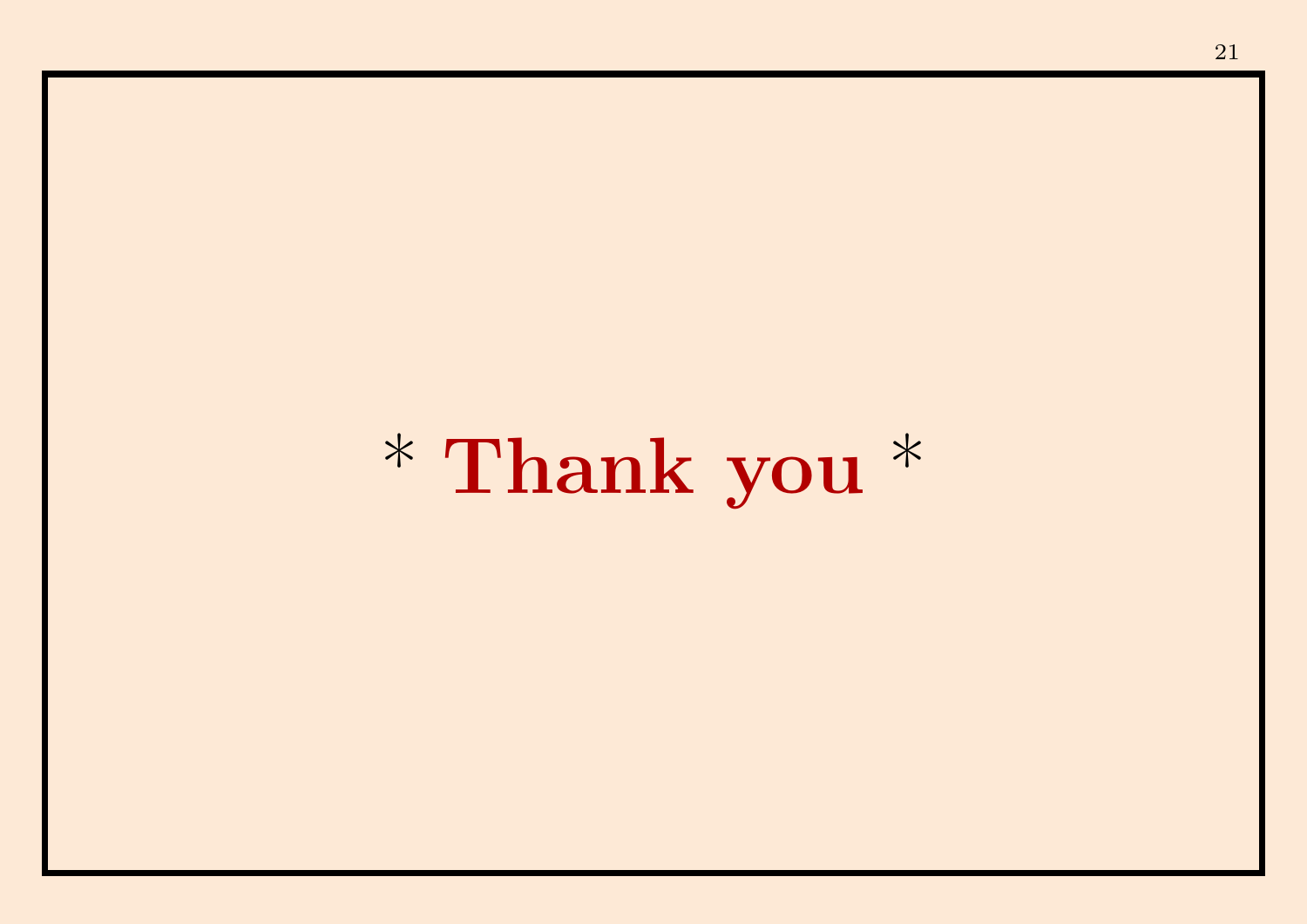* **Thank you** *